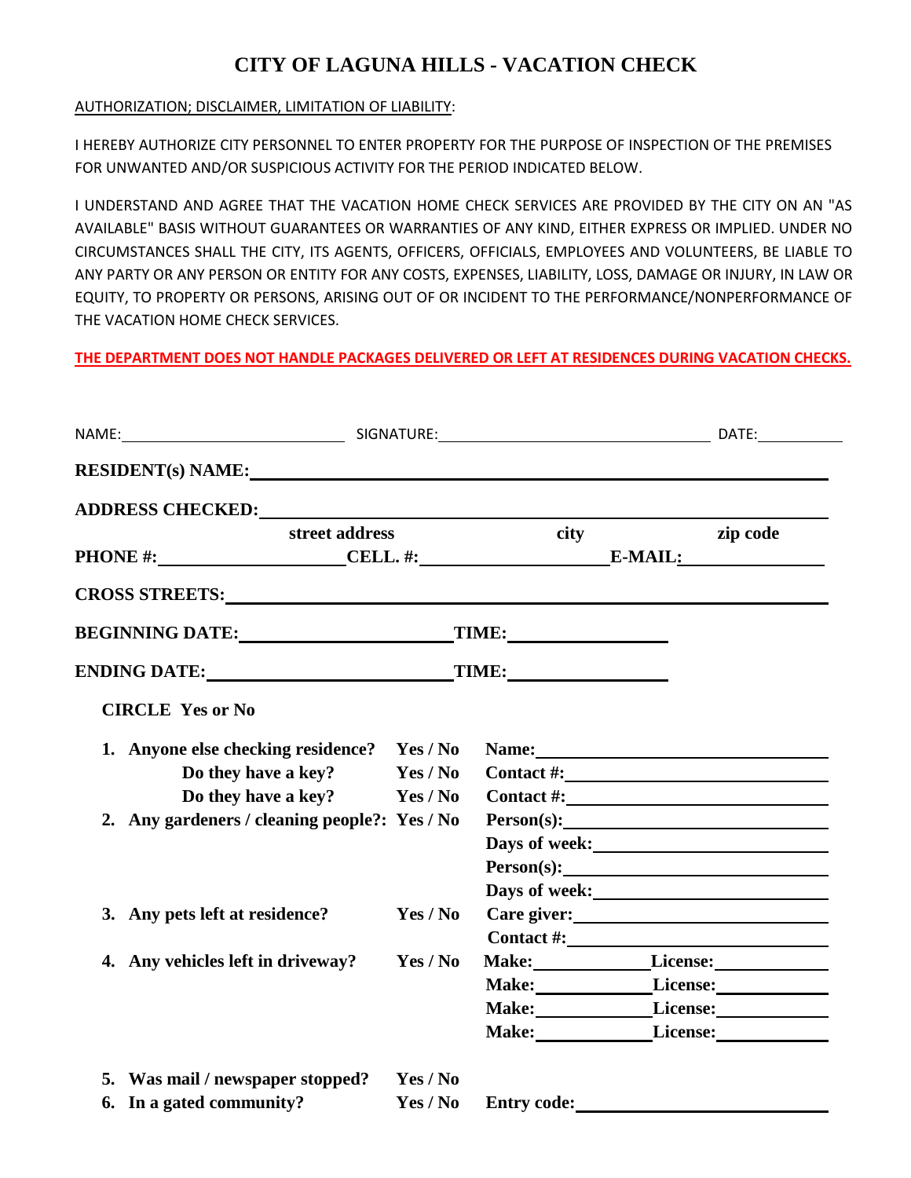# CITY OF LAGUNA HILLS - VACATION CHECK

AUTHORIZATION; DISCLAIMER, LIMITATION OF LIABILITY:

I HEREBY AUTHORIZE CITY PERSONNEL TO ENTER PROPERTY FOR THE PURPOSE OF INSPECTION OF THE PREMISES FOR UNWANTED AND/OR SUSPICIOUS ACTIVITY FOR THE PERIOD INDICATED BELOW.

I UNDERSTAND AND AGREE THAT THE VACATION HOME CHECK SERVICES ARE PROVIDED BY THE CITY ON AN "AS AVAILABLE" BASIS WITHOUT GUARANTEES OR WARRANTIES OF ANY KIND, EITHER EXPRESS OR IMPLIED. UNDER NO CIRCUMSTANCES SHALL THE CITY, ITS AGENTS, OFFICERS, OFFICIALS, EMPLOYEES AND VOLUNTEERS, BE LIABLE TO ANY PARTY OR ANY PERSON OR ENTITY FOR ANY COSTS, EXPENSES, LIABILITY, LOSS, DAMAGE OR INJURY, IN LAW OR EQUITY, TO PROPERTY OR PERSONS, ARISING OUT OF OR INCIDENT TO THE PERFORMANCE/NONPERFORMANCE OF THE VACATION HOME CHECK SERVICES.

**THE DEPARTMENT DOES NOT HANDLE PACKAGES DELIVERED OR LEFT AT RESIDENCES DURING VACATION CHECKS.**

NAME: ______________________ SIGNATURE: ____________________________ DATE: __________

**RESIDENT(s) NAME:** ________________________________________________

**ADDRESS CHECKED:** ________________________________________________
street address city zip code

**PHONE #:** ________________ **CELL. #:** ________________ **E-MAIL:** ________________

**CROSS STREETS:** ________________________________________________

**BEGINNING DATE:** ____________________ **TIME:** ______________

**ENDING DATE:** ____________________ **TIME:** ______________

**CIRCLE Yes or No**

1. **Anyone else checking residence?** **Yes / No** **Name:** ______________________
   **Do they have a key?** **Yes / No** **Contact #:** ______________________
   **Do they have a key?** **Yes / No** **Contact #:** ______________________
2. **Any gardeners / cleaning people?:** **Yes / No** **Person(s):** ______________________
   **Days of week:** ______________________
   **Person(s):** ______________________
   **Days of week:** ______________________
3. **Any pets left at residence?** **Yes / No** **Care giver:** ______________________
   **Contact #:** ______________________
4. **Any vehicles left in driveway?** **Yes / No** **Make:** __________ **License:** __________
   **Make:** __________ **License:** __________
   **Make:** __________ **License:** __________
   **Make:** __________ **License:** __________
5. **Was mail / newspaper stopped?** **Yes / No**
6. **In a gated community?** **Yes / No** **Entry code:** ______________________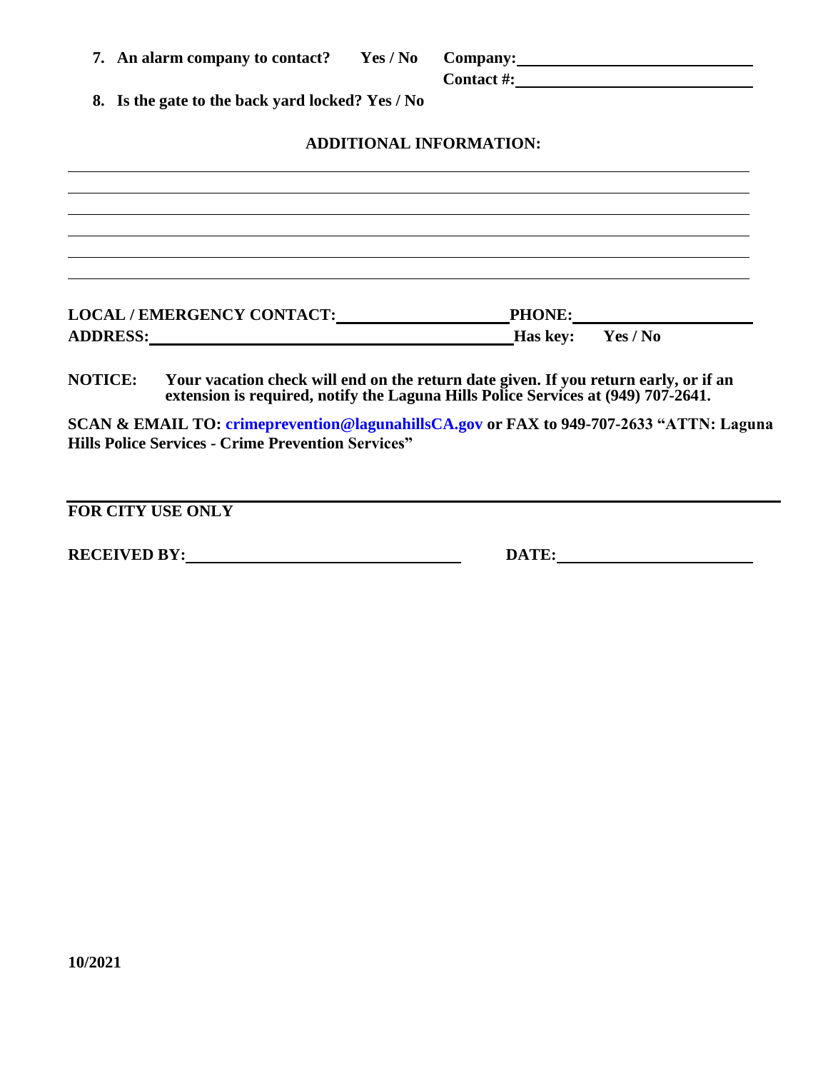7. **An alarm company to contact? Yes / No** **Company:** \_\_\_\_\_\_\_\_\_\_\_\_\_\_\_\_\_\_\_\_
   **Contact #:** \_\_\_\_\_\_\_\_\_\_\_\_\_\_\_\_\_\_\_\_

8. **Is the gate to the back yard locked? Yes / No**

## ADDITIONAL INFORMATION:

\_\_\_\_\_\_\_\_\_\_\_\_\_\_\_\_\_\_\_\_\_\_\_\_\_\_\_\_\_\_\_\_\_\_\_\_\_\_\_\_\_\_\_\_\_\_\_\_\_\_\_\_\_\_\_\_\_\_\_\_\_\_\_\_\_\_\_\_

\_\_\_\_\_\_\_\_\_\_\_\_\_\_\_\_\_\_\_\_\_\_\_\_\_\_\_\_\_\_\_\_\_\_\_\_\_\_\_\_\_\_\_\_\_\_\_\_\_\_\_\_\_\_\_\_\_\_\_\_\_\_\_\_\_\_\_\_

\_\_\_\_\_\_\_\_\_\_\_\_\_\_\_\_\_\_\_\_\_\_\_\_\_\_\_\_\_\_\_\_\_\_\_\_\_\_\_\_\_\_\_\_\_\_\_\_\_\_\_\_\_\_\_\_\_\_\_\_\_\_\_\_\_\_\_\_

\_\_\_\_\_\_\_\_\_\_\_\_\_\_\_\_\_\_\_\_\_\_\_\_\_\_\_\_\_\_\_\_\_\_\_\_\_\_\_\_\_\_\_\_\_\_\_\_\_\_\_\_\_\_\_\_\_\_\_\_\_\_\_\_\_\_\_\_

\_\_\_\_\_\_\_\_\_\_\_\_\_\_\_\_\_\_\_\_\_\_\_\_\_\_\_\_\_\_\_\_\_\_\_\_\_\_\_\_\_\_\_\_\_\_\_\_\_\_\_\_\_\_\_\_\_\_\_\_\_\_\_\_\_\_\_\_

\_\_\_\_\_\_\_\_\_\_\_\_\_\_\_\_\_\_\_\_\_\_\_\_\_\_\_\_\_\_\_\_\_\_\_\_\_\_\_\_\_\_\_\_\_\_\_\_\_\_\_\_\_\_\_\_\_\_\_\_\_\_\_\_\_\_\_\_

**LOCAL / EMERGENCY CONTACT:** \_\_\_\_\_\_\_\_\_\_\_\_\_\_\_\_\_\_\_\_ **PHONE:** \_\_\_\_\_\_\_\_\_\_\_\_\_\_\_\_\_\_\_\_

**ADDRESS:** \_\_\_\_\_\_\_\_\_\_\_\_\_\_\_\_\_\_\_\_\_\_\_\_\_\_\_\_\_\_\_\_\_\_\_\_\_\_\_\_ **Has key: Yes / No**

**NOTICE: Your vacation check will end on the return date given. If you return early, or if an extension is required, notify the Laguna Hills Police Services at (949) 707-2641.**

**SCAN & EMAIL TO: crimeprevention@lagunahillsCA.gov or FAX to 949-707-2633 "ATTN: Laguna Hills Police Services - Crime Prevention Services"**

---

**FOR CITY USE ONLY**

**RECEIVED BY:** \_\_\_\_\_\_\_\_\_\_\_\_\_\_\_\_\_\_\_\_\_\_\_\_\_\_\_\_ **DATE:** \_\_\_\_\_\_\_\_\_\_\_\_\_\_\_\_\_\_\_\_

**10/2021**